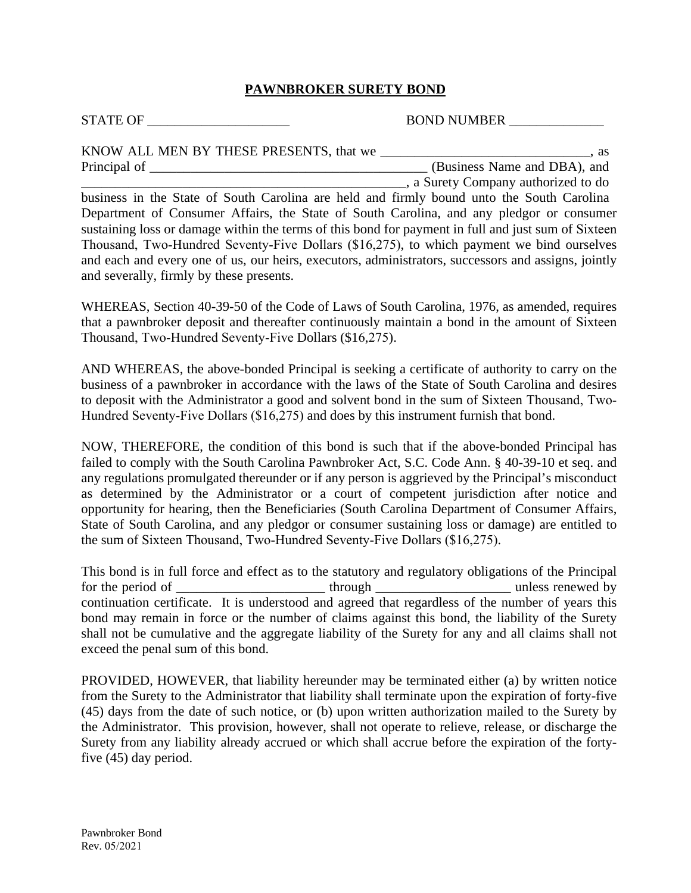# PAWNBROKER SURETY BOND

STATE OF _____________________ BOND NUMBER ______________

KNOW ALL MEN BY THESE PRESENTS, that we _______________________________, as Principal of ________________________________________ (Business Name and DBA), and ________________________________________________, a Surety Company authorized to do business in the State of South Carolina are held and firmly bound unto the South Carolina Department of Consumer Affairs, the State of South Carolina, and any pledgor or consumer sustaining loss or damage within the terms of this bond for payment in full and just sum of Sixteen Thousand, Two-Hundred Seventy-Five Dollars ($16,275), to which payment we bind ourselves and each and every one of us, our heirs, executors, administrators, successors and assigns, jointly and severally, firmly by these presents.

WHEREAS, Section 40-39-50 of the Code of Laws of South Carolina, 1976, as amended, requires that a pawnbroker deposit and thereafter continuously maintain a bond in the amount of Sixteen Thousand, Two-Hundred Seventy-Five Dollars ($16,275).

AND WHEREAS, the above-bonded Principal is seeking a certificate of authority to carry on the business of a pawnbroker in accordance with the laws of the State of South Carolina and desires to deposit with the Administrator a good and solvent bond in the sum of Sixteen Thousand, Two-Hundred Seventy-Five Dollars ($16,275) and does by this instrument furnish that bond.

NOW, THEREFORE, the condition of this bond is such that if the above-bonded Principal has failed to comply with the South Carolina Pawnbroker Act, S.C. Code Ann. § 40-39-10 et seq. and any regulations promulgated thereunder or if any person is aggrieved by the Principal's misconduct as determined by the Administrator or a court of competent jurisdiction after notice and opportunity for hearing, then the Beneficiaries (South Carolina Department of Consumer Affairs, State of South Carolina, and any pledgor or consumer sustaining loss or damage) are entitled to the sum of Sixteen Thousand, Two-Hundred Seventy-Five Dollars ($16,275).

This bond is in full force and effect as to the statutory and regulatory obligations of the Principal for the period of _______________________ through ____________________ unless renewed by continuation certificate. It is understood and agreed that regardless of the number of years this bond may remain in force or the number of claims against this bond, the liability of the Surety shall not be cumulative and the aggregate liability of the Surety for any and all claims shall not exceed the penal sum of this bond.

PROVIDED, HOWEVER, that liability hereunder may be terminated either (a) by written notice from the Surety to the Administrator that liability shall terminate upon the expiration of forty-five (45) days from the date of such notice, or (b) upon written authorization mailed to the Surety by the Administrator. This provision, however, shall not operate to relieve, release, or discharge the Surety from any liability already accrued or which shall accrue before the expiration of the forty-five (45) day period.

Pawnbroker Bond
Rev. 05/2021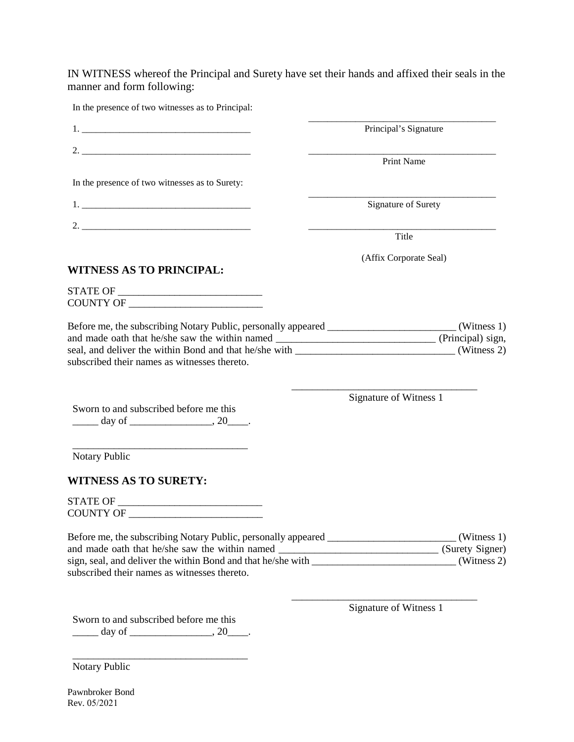IN WITNESS whereof the Principal and Surety have set their hands and affixed their seals in the manner and form following:

In the presence of two witnesses as to Principal:

1. ____________________________________ ________________________________________
Principal's Signature

2. ____________________________________ ________________________________________
Print Name

In the presence of two witnesses as to Surety:

1. ____________________________________ ________________________________________
Signature of Surety

2. ____________________________________ ________________________________________
Title

(Affix Corporate Seal)

**WITNESS AS TO PRINCIPAL:**

STATE OF ____________________________
COUNTY OF __________________________

Before me, the subscribing Notary Public, personally appeared _________________________ (Witness 1) and made oath that he/she saw the within named _______________________________ (Principal) sign, seal, and deliver the within Bond and that he/she with _______________________________ (Witness 2) subscribed their names as witnesses thereto.

____________________________________
Signature of Witness 1

Sworn to and subscribed before me this
_____ day of ________________, 20____.

__________________________________
Notary Public

**WITNESS AS TO SURETY:**

STATE OF ____________________________
COUNTY OF __________________________

Before me, the subscribing Notary Public, personally appeared _________________________ (Witness 1) and made oath that he/she saw the within named _______________________________ (Surety Signer) sign, seal, and deliver the within Bond and that he/she with ____________________________ (Witness 2) subscribed their names as witnesses thereto.

____________________________________
Signature of Witness 1

Sworn to and subscribed before me this
_____ day of ________________, 20____.

__________________________________
Notary Public

Pawnbroker Bond
Rev. 05/2021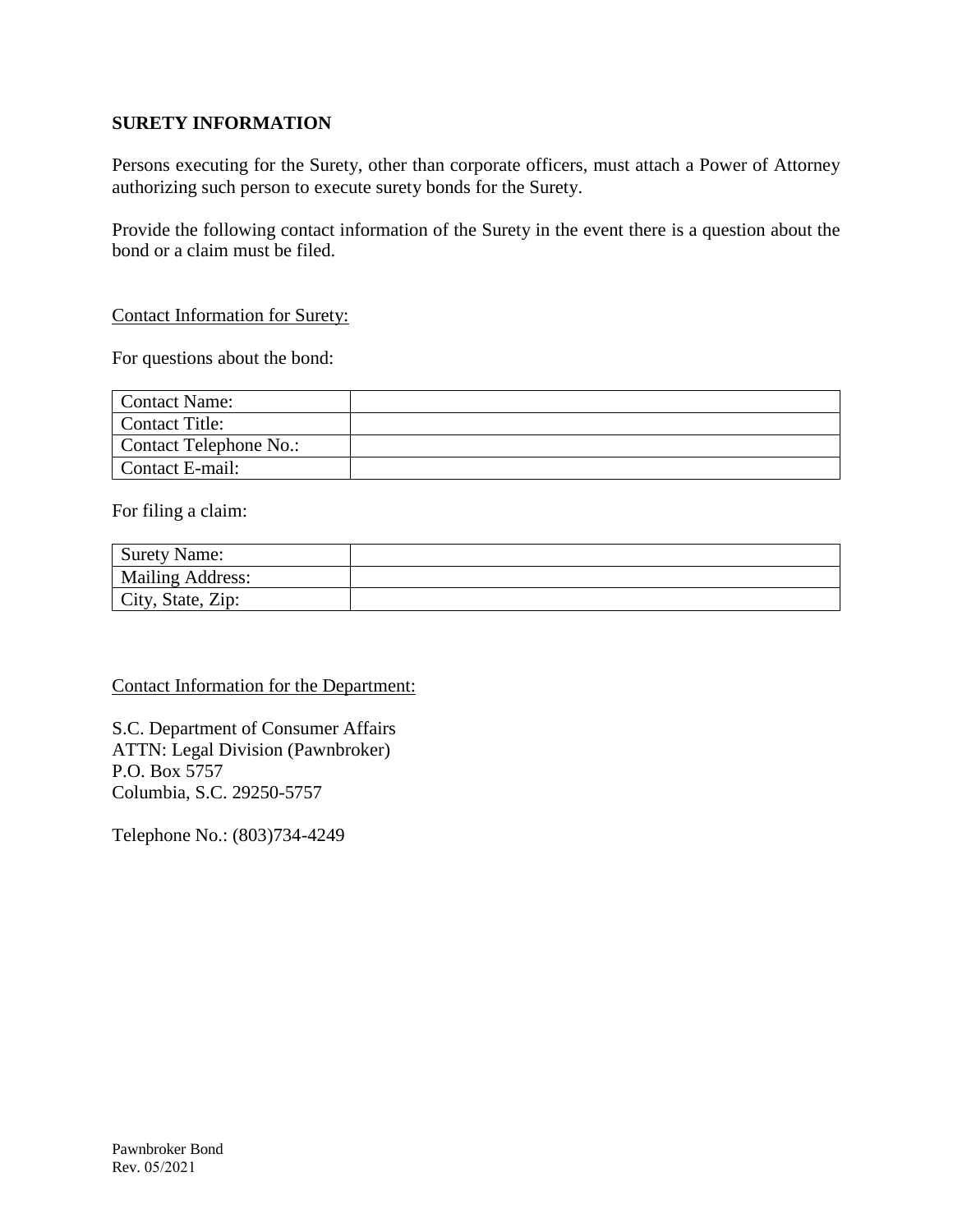## SURETY INFORMATION

Persons executing for the Surety, other than corporate officers, must attach a Power of Attorney authorizing such person to execute surety bonds for the Surety.

Provide the following contact information of the Surety in the event there is a question about the bond or a claim must be filed.

Contact Information for Surety:

For questions about the bond:

| | |
|---|---|
| Contact Name: | |
| Contact Title: | |
| Contact Telephone No.: | |
| Contact E-mail: | |

For filing a claim:

| | |
|---|---|
| Surety Name: | |
| Mailing Address: | |
| City, State, Zip: | |

Contact Information for the Department:

S.C. Department of Consumer Affairs
ATTN: Legal Division (Pawnbroker)
P.O. Box 5757
Columbia, S.C. 29250-5757

Telephone No.: (803)734-4249

Pawnbroker Bond
Rev. 05/2021